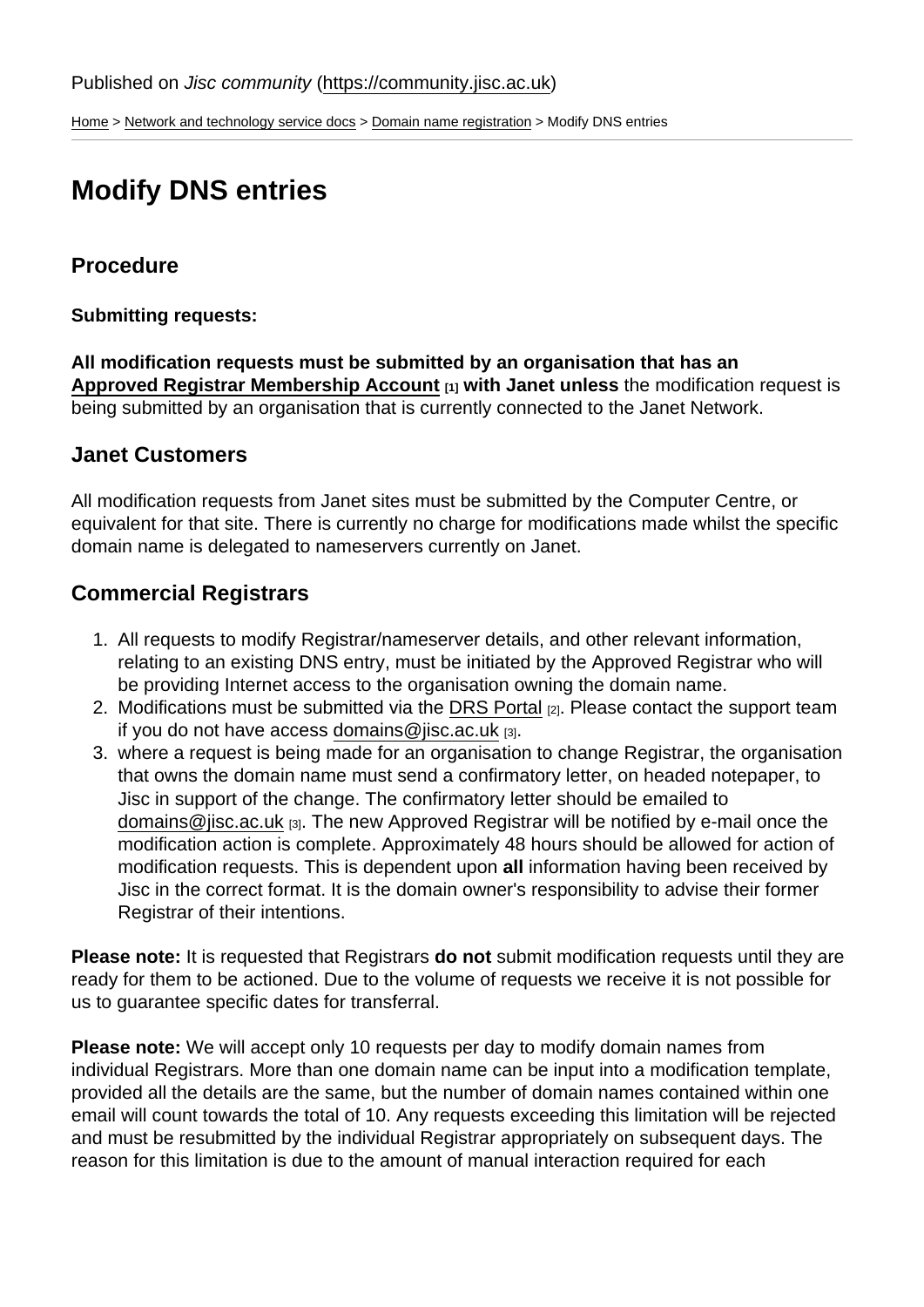Published on *Jisc community* (https://community.jisc.ac.uk)

Home > Network and technology service docs > Domain name registration > Modify DNS entries

# Modify DNS entries

## Procedure

**Submitting requests:**

**All modification requests must be submitted by an organisation that has an Approved Registrar Membership Account [1] with Janet unless** the modification request is being submitted by an organisation that is currently connected to the Janet Network.

## Janet Customers

All modification requests from Janet sites must be submitted by the Computer Centre, or equivalent for that site. There is currently no charge for modifications made whilst the specific domain name is delegated to nameservers currently on Janet.

## Commercial Registrars

1. All requests to modify Registrar/nameserver details, and other relevant information, relating to an existing DNS entry, must be initiated by the Approved Registrar who will be providing Internet access to the organisation owning the domain name.
2. Modifications must be submitted via the DRS Portal [2]. Please contact the support team if you do not have access domains@jisc.ac.uk [3].
3. where a request is being made for an organisation to change Registrar, the organisation that owns the domain name must send a confirmatory letter, on headed notepaper, to Jisc in support of the change. The confirmatory letter should be emailed to domains@jisc.ac.uk [3]. The new Approved Registrar will be notified by e-mail once the modification action is complete. Approximately 48 hours should be allowed for action of modification requests. This is dependent upon **all** information having been received by Jisc in the correct format. It is the domain owner's responsibility to advise their former Registrar of their intentions.

**Please note:** It is requested that Registrars **do not** submit modification requests until they are ready for them to be actioned. Due to the volume of requests we receive it is not possible for us to guarantee specific dates for transferral.

**Please note:** We will accept only 10 requests per day to modify domain names from individual Registrars. More than one domain name can be input into a modification template, provided all the details are the same, but the number of domain names contained within one email will count towards the total of 10. Any requests exceeding this limitation will be rejected and must be resubmitted by the individual Registrar appropriately on subsequent days. The reason for this limitation is due to the amount of manual interaction required for each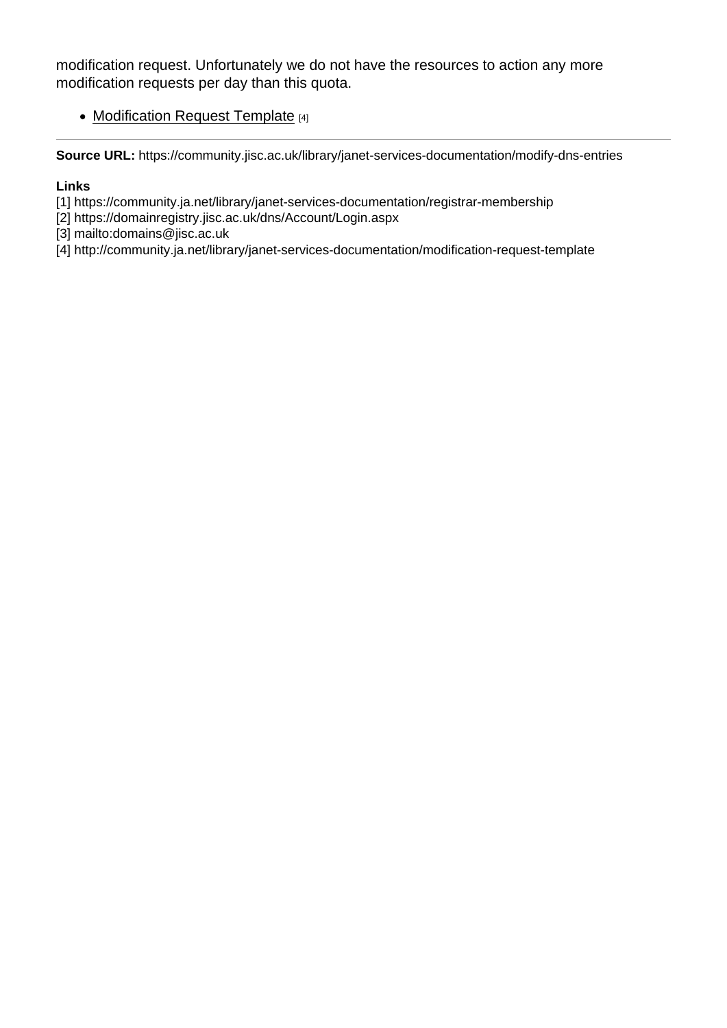modification request. Unfortunately we do not have the resources to action any more modification requests per day than this quota.

- Modification Request Template [4]

---

**Source URL:** https://community.jisc.ac.uk/library/janet-services-documentation/modify-dns-entries

**Links**
[1] https://community.ja.net/library/janet-services-documentation/registrar-membership
[2] https://domainregistry.jisc.ac.uk/dns/Account/Login.aspx
[3] mailto:domains@jisc.ac.uk
[4] http://community.ja.net/library/janet-services-documentation/modification-request-template